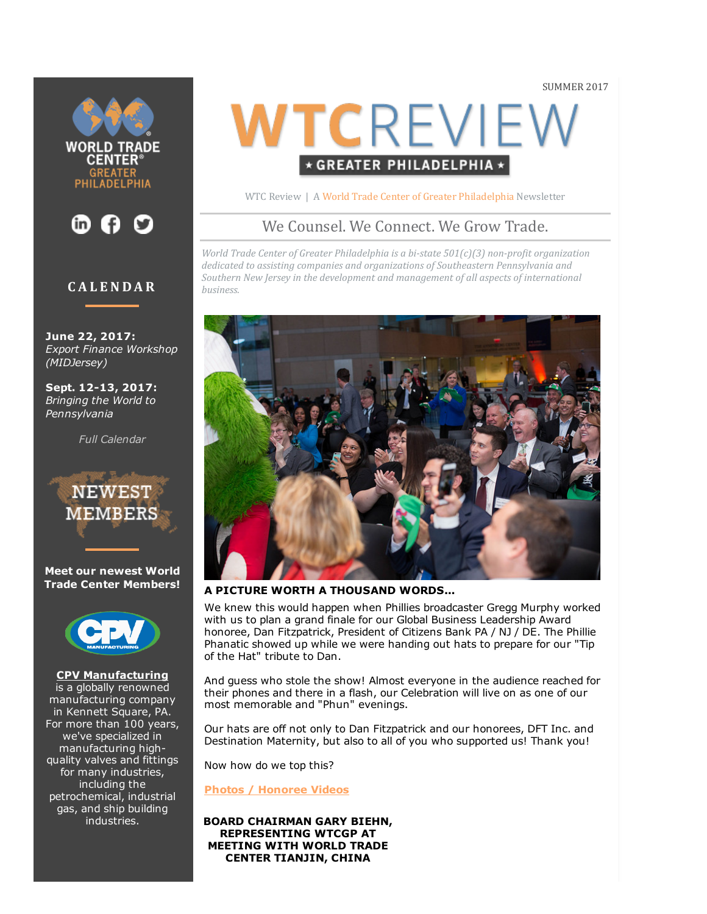SUMMER 2017

# WTC REVIEW

★ GREATER PHILADELPHIA ★

WTC Review | A World Trade Center of Greater Philadelphia Newsletter

## We Counsel. We Connect. We Grow Trade.

*World Trade Center of Greater Philadelphia is a bi-state 501(c)(3) non-profit organization dedicated to assisting companies and organizations of Southeastern Pennsylvania and Southern New Jersey in the development and management of all aspects of international business.*

**A PICTURE WORTH A THOUSAND WORDS...**

We knew this would happen when Phillies broadcaster Gregg Murphy worked with us to plan a grand finale for our Global Business Leadership Award honoree, Dan Fitzpatrick, President of Citizens Bank PA / NJ / DE. The Phillie Phanatic showed up while we were handing out hats to prepare for our "Tip of the Hat" tribute to Dan.

And guess who stole the show! Almost everyone in the audience reached for their phones and there in a flash, our Celebration will live on as one of our most memorable and "Phun" evenings.

Our hats are off not only to Dan Fitzpatrick and our honorees, DFT Inc. and Destination Maternity, but also to all of you who supported us! Thank you!

Now how do we top this?

**Photos / Honoree Videos**

**BOARD CHAIRMAN GARY BIEHN, REPRESENTING WTCGP AT MEETING WITH WORLD TRADE CENTER TIANJIN, CHINA**

---

WORLD TRADE CENTER® GREATER PHILADELPHIA

## CALENDAR

**June 22, 2017:**
*Export Finance Workshop (MIDJersey)*

**Sept. 12-13, 2017:**
*Bringing the World to Pennsylvania*

*Full Calendar*

## NEWEST MEMBERS

**Meet our newest World Trade Center Members!**

**CPV Manufacturing** is a globally renowned manufacturing company in Kennett Square, PA. For more than 100 years, we've specialized in manufacturing high-quality valves and fittings for many industries, including the petrochemical, industrial gas, and ship building industries.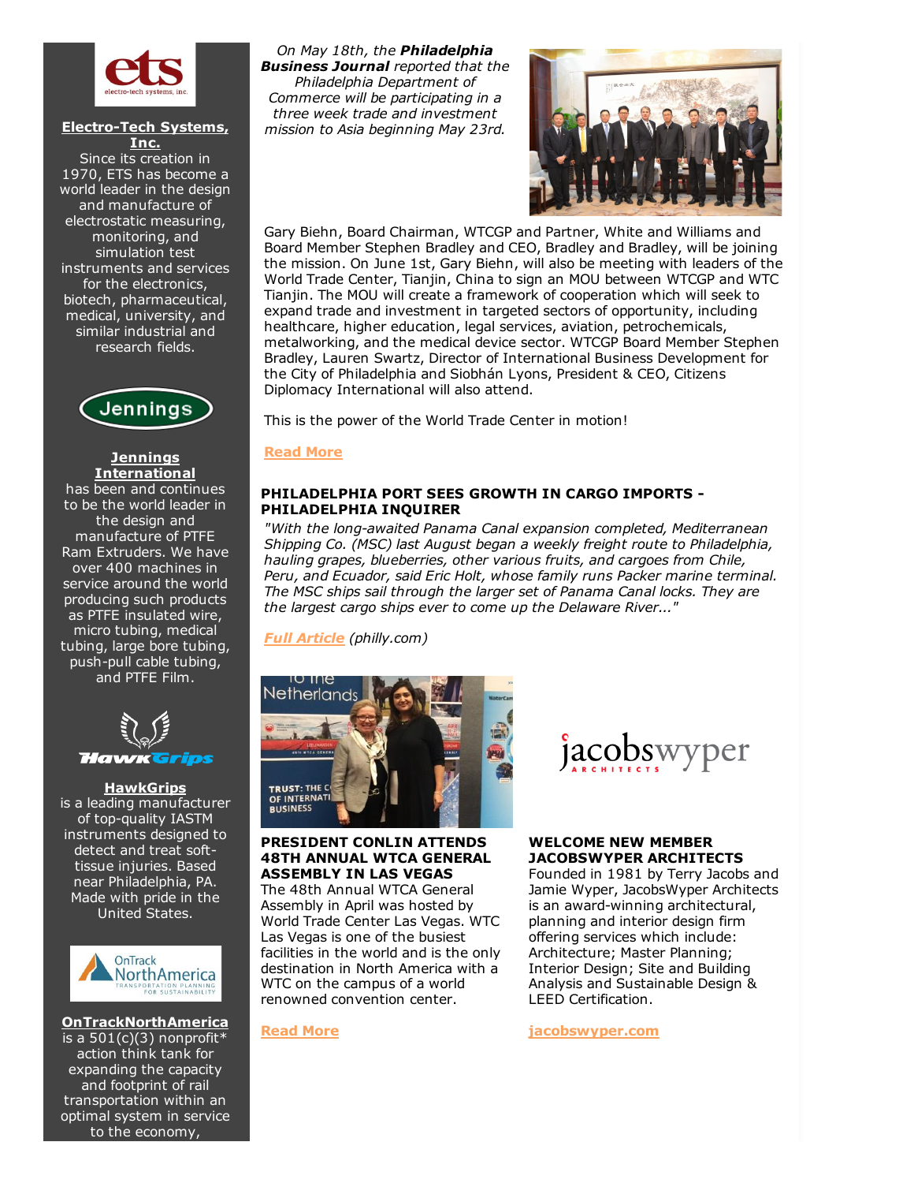*On May 18th, the **Philadelphia Business Journal** reported that the Philadelphia Department of Commerce will be participating in a three week trade and investment mission to Asia beginning May 23rd.*

Gary Biehn, Board Chairman, WTCGP and Partner, White and Williams and Board Member Stephen Bradley and CEO, Bradley and Bradley, will be joining the mission. On June 1st, Gary Biehn, will also be meeting with leaders of the World Trade Center, Tianjin, China to sign an MOU between WTCGP and WTC Tianjin. The MOU will create a framework of cooperation which will seek to expand trade and investment in targeted sectors of opportunity, including healthcare, higher education, legal services, aviation, petrochemicals, metalworking, and the medical device sector. WTCGP Board Member Stephen Bradley, Lauren Swartz, Director of International Business Development for the City of Philadelphia and Siobhán Lyons, President & CEO, Citizens Diplomacy International will also attend.

This is the power of the World Trade Center in motion!

**Read More**

## PHILADELPHIA PORT SEES GROWTH IN CARGO IMPORTS - PHILADELPHIA INQUIRER

*"With the long-awaited Panama Canal expansion completed, Mediterranean Shipping Co. (MSC) last August began a weekly freight route to Philadelphia, hauling grapes, blueberries, other various fruits, and cargoes from Chile, Peru, and Ecuador, said Eric Holt, whose family runs Packer marine terminal. The MSC ships sail through the larger set of Panama Canal locks. They are the largest cargo ships ever to come up the Delaware River..."*

***Full Article*** *(philly.com)*

## PRESIDENT CONLIN ATTENDS 48TH ANNUAL WTCA GENERAL ASSEMBLY IN LAS VEGAS

The 48th Annual WTCA General Assembly in April was hosted by World Trade Center Las Vegas. WTC Las Vegas is one of the busiest facilities in the world and is the only destination in North America with a WTC on the campus of a world renowned convention center.

**Read More**

## WELCOME NEW MEMBER JACOBSWYPER ARCHITECTS

Founded in 1981 by Terry Jacobs and Jamie Wyper, JacobsWyper Architects is an award-winning architectural, planning and interior design firm offering services which include: Architecture; Master Planning; Interior Design; Site and Building Analysis and Sustainable Design & LEED Certification.

**jacobswyper.com**

**Electro-Tech Systems, Inc.**
Since its creation in 1970, ETS has become a world leader in the design and manufacture of electrostatic measuring, monitoring, and simulation test instruments and services for the electronics, biotech, pharmaceutical, medical, university, and similar industrial and research fields.

**Jennings International**
has been and continues to be the world leader in the design and manufacture of PTFE Ram Extruders. We have over 400 machines in service around the world producing such products as PTFE insulated wire, micro tubing, medical tubing, large bore tubing, push-pull cable tubing, and PTFE Film.

**HawkGrips**
is a leading manufacturer of top-quality IASTM instruments designed to detect and treat soft-tissue injuries. Based near Philadelphia, PA. Made with pride in the United States.

**OnTrackNorthAmerica**
is a 501(c)(3) nonprofit* action think tank for expanding the capacity and footprint of rail transportation within an optimal system in service to the economy,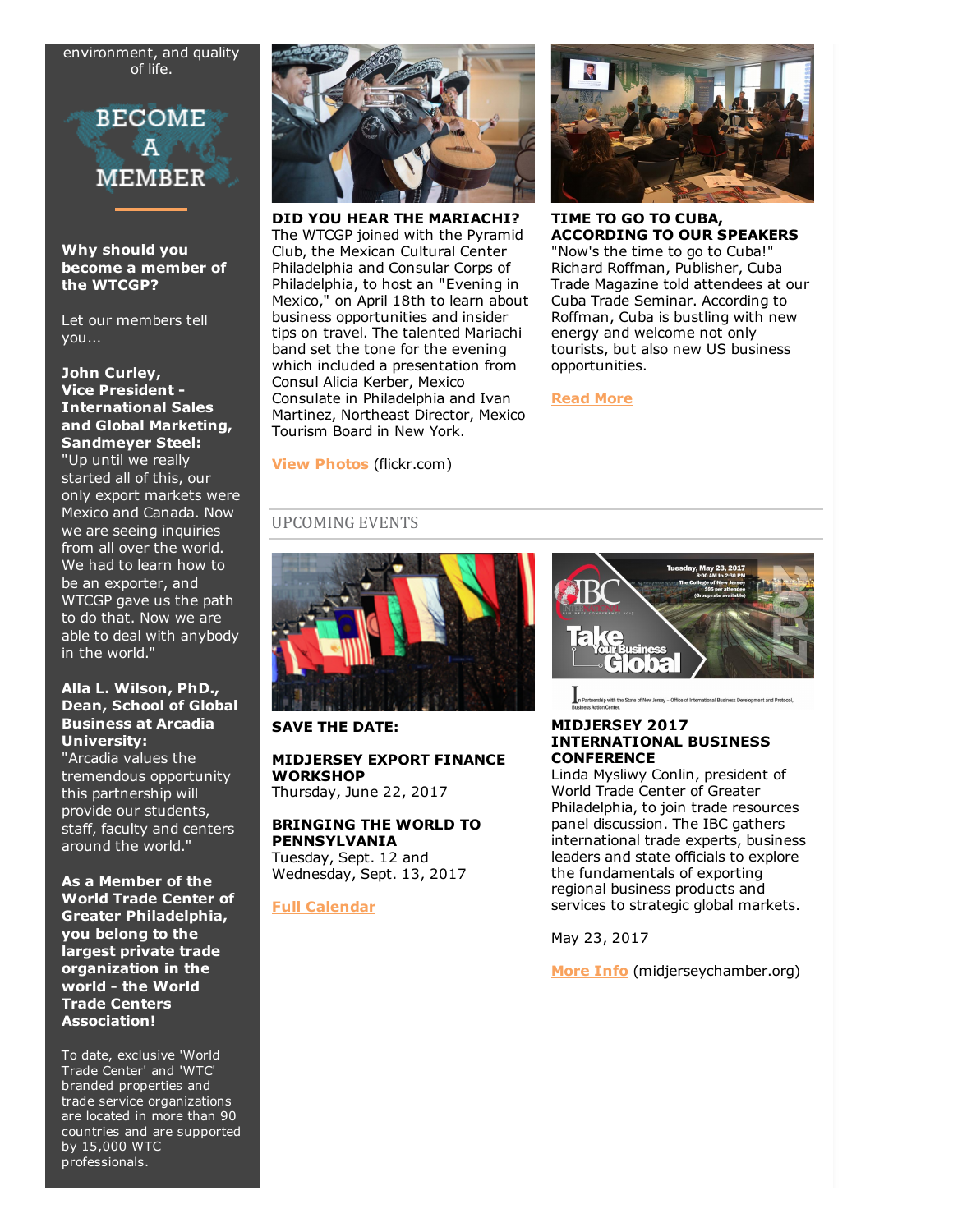environment, and quality of life.

BECOME A MEMBER

**Why should you become a member of the WTCGP?**

Let our members tell you...

**John Curley, Vice President - International Sales and Global Marketing, Sandmeyer Steel:** "Up until we really started all of this, our only export markets were Mexico and Canada. Now we are seeing inquiries from all over the world. We had to learn how to be an exporter, and WTCGP gave us the path to do that. Now we are able to deal with anybody in the world."

**Alla L. Wilson, PhD., Dean, School of Global Business at Arcadia University:** "Arcadia values the tremendous opportunity this partnership will provide our students, staff, faculty and centers around the world."

**As a Member of the World Trade Center of Greater Philadelphia, you belong to the largest private trade organization in the world - the World Trade Centers Association!**

To date, exclusive 'World Trade Center' and 'WTC' branded properties and trade service organizations are located in more than 90 countries and are supported by 15,000 WTC professionals.

**DID YOU HEAR THE MARIACHI?**
The WTCGP joined with the Pyramid Club, the Mexican Cultural Center Philadelphia and Consular Corps of Philadelphia, to host an "Evening in Mexico," on April 18th to learn about business opportunities and insider tips on travel. The talented Mariachi band set the tone for the evening which included a presentation from Consul Alicia Kerber, Mexico Consulate in Philadelphia and Ivan Martinez, Northeast Director, Mexico Tourism Board in New York.

**View Photos** (flickr.com)

**TIME TO GO TO CUBA, ACCORDING TO OUR SPEAKERS**
"Now's the time to go to Cuba!" Richard Roffman, Publisher, Cuba Trade Magazine told attendees at our Cuba Trade Seminar. According to Roffman, Cuba is bustling with new energy and welcome not only tourists, but also new US business opportunities.

**Read More**

## UPCOMING EVENTS

**SAVE THE DATE:**

**MIDJERSEY EXPORT FINANCE WORKSHOP**
Thursday, June 22, 2017

**BRINGING THE WORLD TO PENNSYLVANIA**
Tuesday, Sept. 12 and Wednesday, Sept. 13, 2017

**Full Calendar**

**MIDJERSEY 2017 INTERNATIONAL BUSINESS CONFERENCE**
Linda Mysliwy Conlin, president of World Trade Center of Greater Philadelphia, to join trade resources panel discussion. The IBC gathers international trade experts, business leaders and state officials to explore the fundamentals of exporting regional business products and services to strategic global markets.

May 23, 2017

**More Info** (midjerseychamber.org)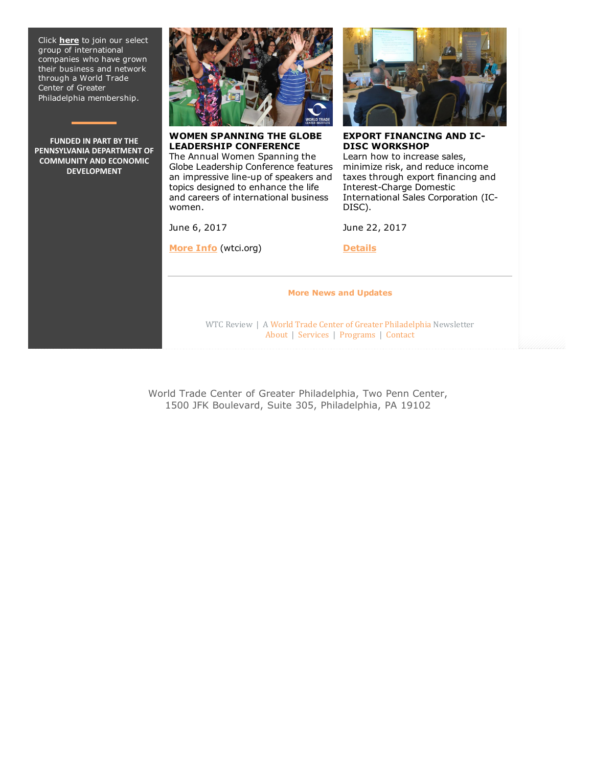Click **here** to join our select group of international companies who have grown their business and network through a World Trade Center of Greater Philadelphia membership.

**FUNDED IN PART BY THE PENNSYLVANIA DEPARTMENT OF COMMUNITY AND ECONOMIC DEVELOPMENT**

### WOMEN SPANNING THE GLOBE LEADERSHIP CONFERENCE

The Annual Women Spanning the Globe Leadership Conference features an impressive line-up of speakers and topics designed to enhance the life and careers of international business women.

June 6, 2017

**More Info** (wtci.org)

### EXPORT FINANCING AND IC-DISC WORKSHOP

Learn how to increase sales, minimize risk, and reduce income taxes through export financing and Interest-Charge Domestic International Sales Corporation (IC-DISC).

June 22, 2017

**Details**

---

**More News and Updates**

WTC Review | A World Trade Center of Greater Philadelphia Newsletter
About | Services | Programs | Contact

World Trade Center of Greater Philadelphia, Two Penn Center, 1500 JFK Boulevard, Suite 305, Philadelphia, PA 19102